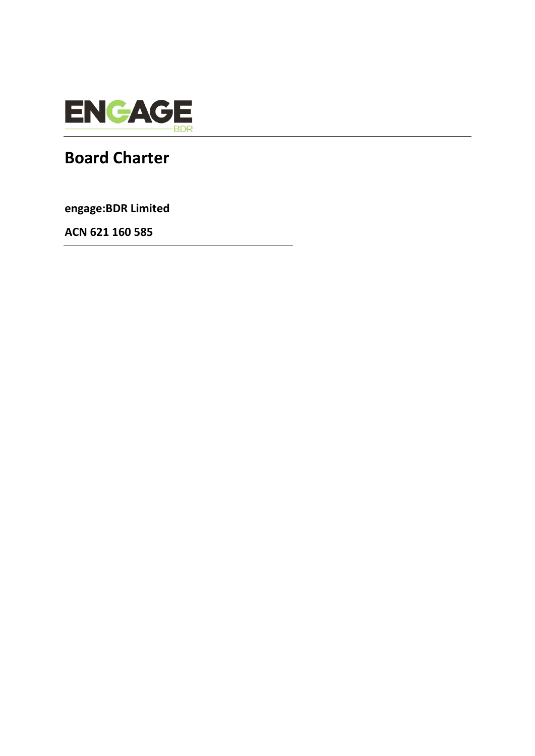ENGAGE BDR

# Board Charter

**engage:BDR Limited**

**ACN 621 160 585**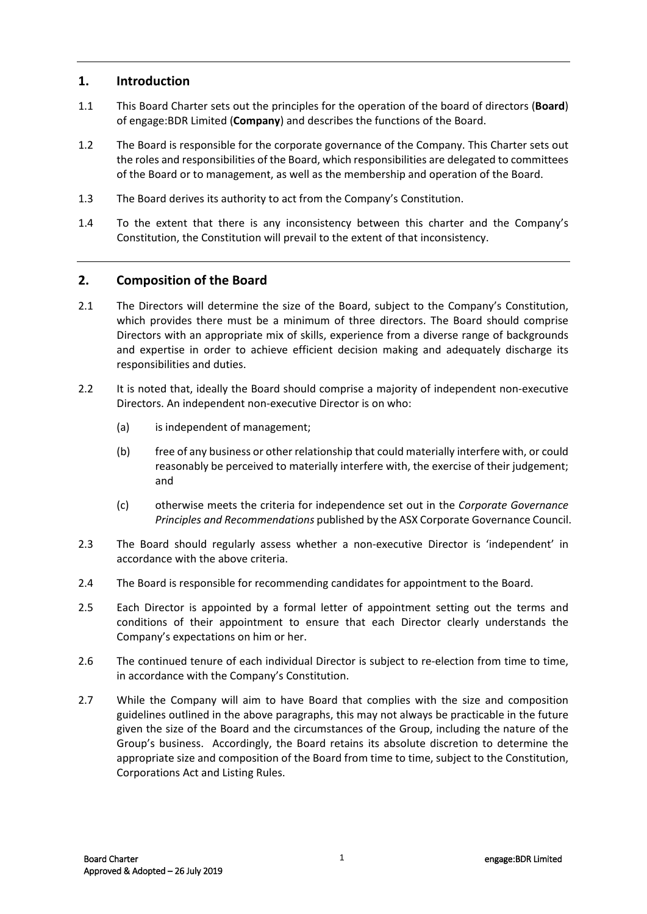## 1. Introduction

1.1 This Board Charter sets out the principles for the operation of the board of directors (**Board**) of engage:BDR Limited (**Company**) and describes the functions of the Board.

1.2 The Board is responsible for the corporate governance of the Company. This Charter sets out the roles and responsibilities of the Board, which responsibilities are delegated to committees of the Board or to management, as well as the membership and operation of the Board.

1.3 The Board derives its authority to act from the Company's Constitution.

1.4 To the extent that there is any inconsistency between this charter and the Company's Constitution, the Constitution will prevail to the extent of that inconsistency.

## 2. Composition of the Board

2.1 The Directors will determine the size of the Board, subject to the Company's Constitution, which provides there must be a minimum of three directors. The Board should comprise Directors with an appropriate mix of skills, experience from a diverse range of backgrounds and expertise in order to achieve efficient decision making and adequately discharge its responsibilities and duties.

2.2 It is noted that, ideally the Board should comprise a majority of independent non-executive Directors. An independent non-executive Director is on who:

(a) is independent of management;

(b) free of any business or other relationship that could materially interfere with, or could reasonably be perceived to materially interfere with, the exercise of their judgement; and

(c) otherwise meets the criteria for independence set out in the *Corporate Governance Principles and Recommendations* published by the ASX Corporate Governance Council.

2.3 The Board should regularly assess whether a non-executive Director is 'independent' in accordance with the above criteria.

2.4 The Board is responsible for recommending candidates for appointment to the Board.

2.5 Each Director is appointed by a formal letter of appointment setting out the terms and conditions of their appointment to ensure that each Director clearly understands the Company's expectations on him or her.

2.6 The continued tenure of each individual Director is subject to re-election from time to time, in accordance with the Company's Constitution.

2.7 While the Company will aim to have Board that complies with the size and composition guidelines outlined in the above paragraphs, this may not always be practicable in the future given the size of the Board and the circumstances of the Group, including the nature of the Group's business. Accordingly, the Board retains its absolute discretion to determine the appropriate size and composition of the Board from time to time, subject to the Constitution, Corporations Act and Listing Rules.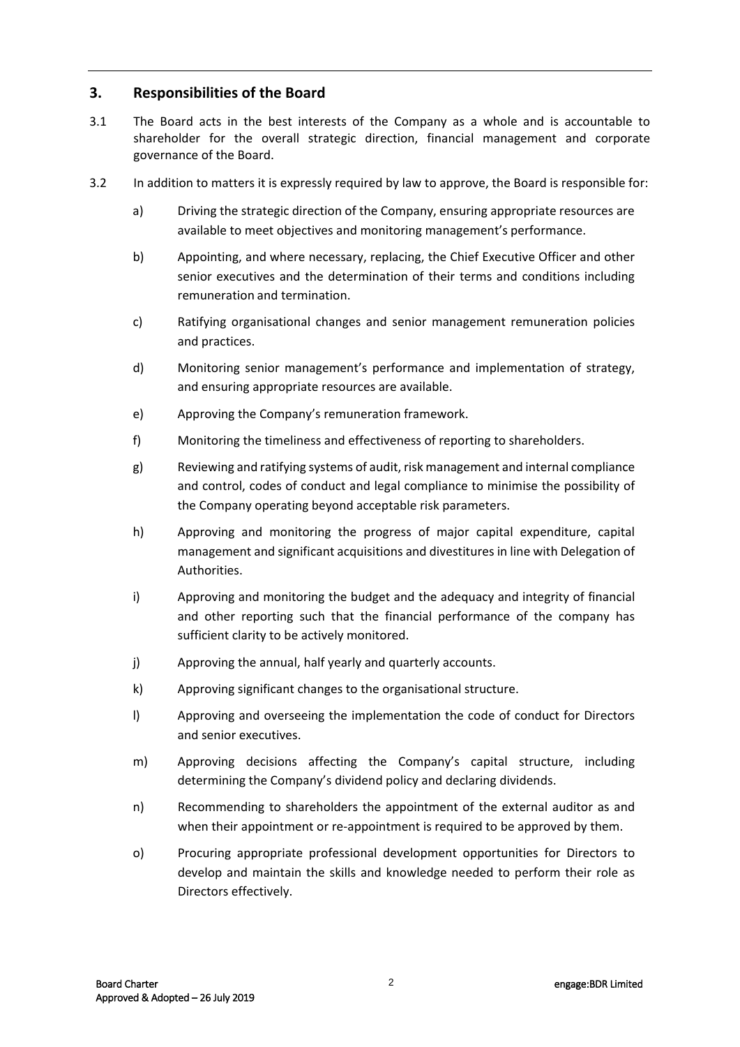## 3. Responsibilities of the Board

3.1 The Board acts in the best interests of the Company as a whole and is accountable to shareholder for the overall strategic direction, financial management and corporate governance of the Board.

3.2 In addition to matters it is expressly required by law to approve, the Board is responsible for:

a) Driving the strategic direction of the Company, ensuring appropriate resources are available to meet objectives and monitoring management's performance.

b) Appointing, and where necessary, replacing, the Chief Executive Officer and other senior executives and the determination of their terms and conditions including remuneration and termination.

c) Ratifying organisational changes and senior management remuneration policies and practices.

d) Monitoring senior management's performance and implementation of strategy, and ensuring appropriate resources are available.

e) Approving the Company's remuneration framework.

f) Monitoring the timeliness and effectiveness of reporting to shareholders.

g) Reviewing and ratifying systems of audit, risk management and internal compliance and control, codes of conduct and legal compliance to minimise the possibility of the Company operating beyond acceptable risk parameters.

h) Approving and monitoring the progress of major capital expenditure, capital management and significant acquisitions and divestitures in line with Delegation of Authorities.

i) Approving and monitoring the budget and the adequacy and integrity of financial and other reporting such that the financial performance of the company has sufficient clarity to be actively monitored.

j) Approving the annual, half yearly and quarterly accounts.

k) Approving significant changes to the organisational structure.

l) Approving and overseeing the implementation the code of conduct for Directors and senior executives.

m) Approving decisions affecting the Company's capital structure, including determining the Company's dividend policy and declaring dividends.

n) Recommending to shareholders the appointment of the external auditor as and when their appointment or re-appointment is required to be approved by them.

o) Procuring appropriate professional development opportunities for Directors to develop and maintain the skills and knowledge needed to perform their role as Directors effectively.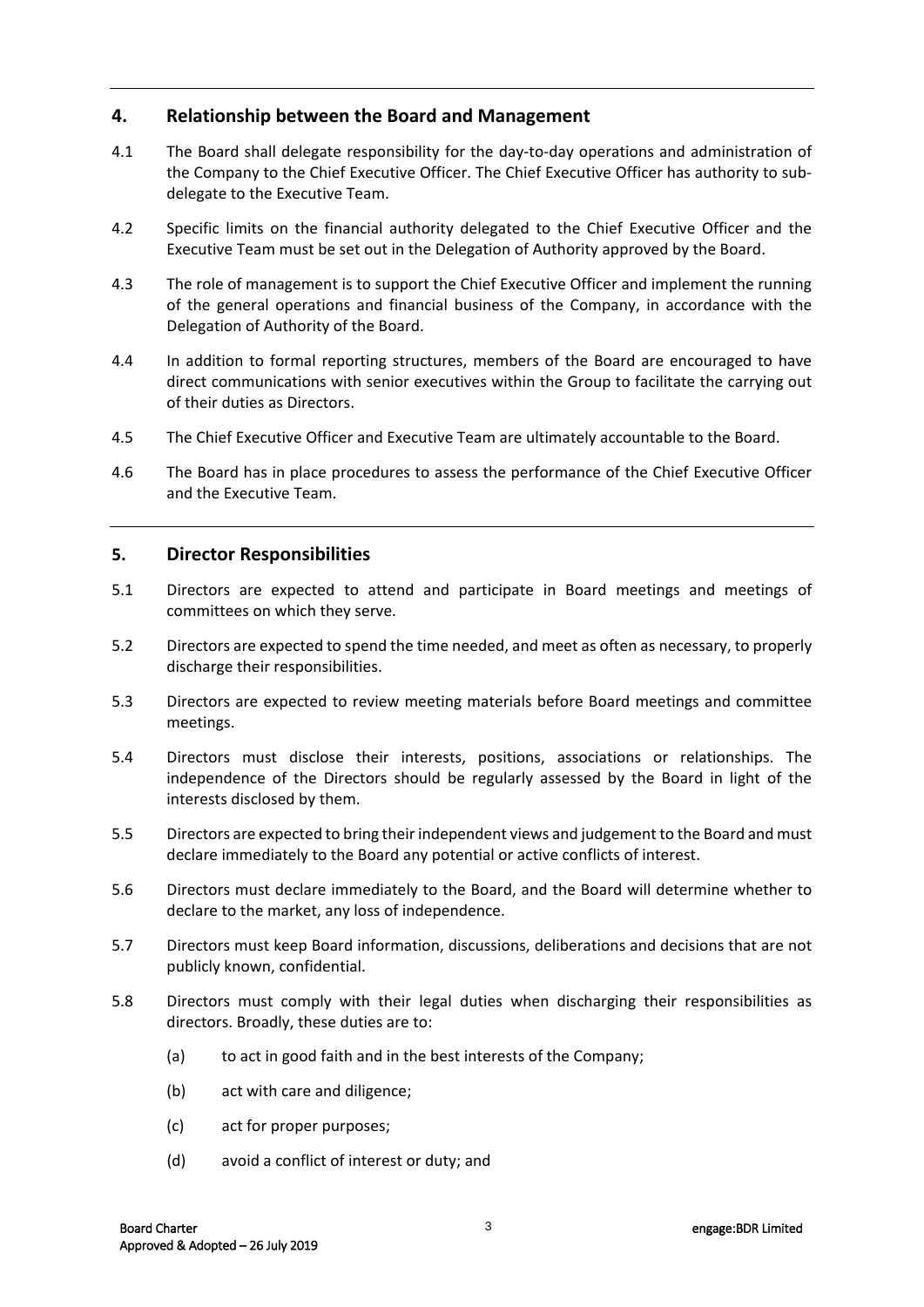## 4. Relationship between the Board and Management

4.1 The Board shall delegate responsibility for the day-to-day operations and administration of the Company to the Chief Executive Officer. The Chief Executive Officer has authority to sub-delegate to the Executive Team.

4.2 Specific limits on the financial authority delegated to the Chief Executive Officer and the Executive Team must be set out in the Delegation of Authority approved by the Board.

4.3 The role of management is to support the Chief Executive Officer and implement the running of the general operations and financial business of the Company, in accordance with the Delegation of Authority of the Board.

4.4 In addition to formal reporting structures, members of the Board are encouraged to have direct communications with senior executives within the Group to facilitate the carrying out of their duties as Directors.

4.5 The Chief Executive Officer and Executive Team are ultimately accountable to the Board.

4.6 The Board has in place procedures to assess the performance of the Chief Executive Officer and the Executive Team.

## 5. Director Responsibilities

5.1 Directors are expected to attend and participate in Board meetings and meetings of committees on which they serve.

5.2 Directors are expected to spend the time needed, and meet as often as necessary, to properly discharge their responsibilities.

5.3 Directors are expected to review meeting materials before Board meetings and committee meetings.

5.4 Directors must disclose their interests, positions, associations or relationships. The independence of the Directors should be regularly assessed by the Board in light of the interests disclosed by them.

5.5 Directors are expected to bring their independent views and judgement to the Board and must declare immediately to the Board any potential or active conflicts of interest.

5.6 Directors must declare immediately to the Board, and the Board will determine whether to declare to the market, any loss of independence.

5.7 Directors must keep Board information, discussions, deliberations and decisions that are not publicly known, confidential.

5.8 Directors must comply with their legal duties when discharging their responsibilities as directors. Broadly, these duties are to:

(a) to act in good faith and in the best interests of the Company;

(b) act with care and diligence;

(c) act for proper purposes;

(d) avoid a conflict of interest or duty; and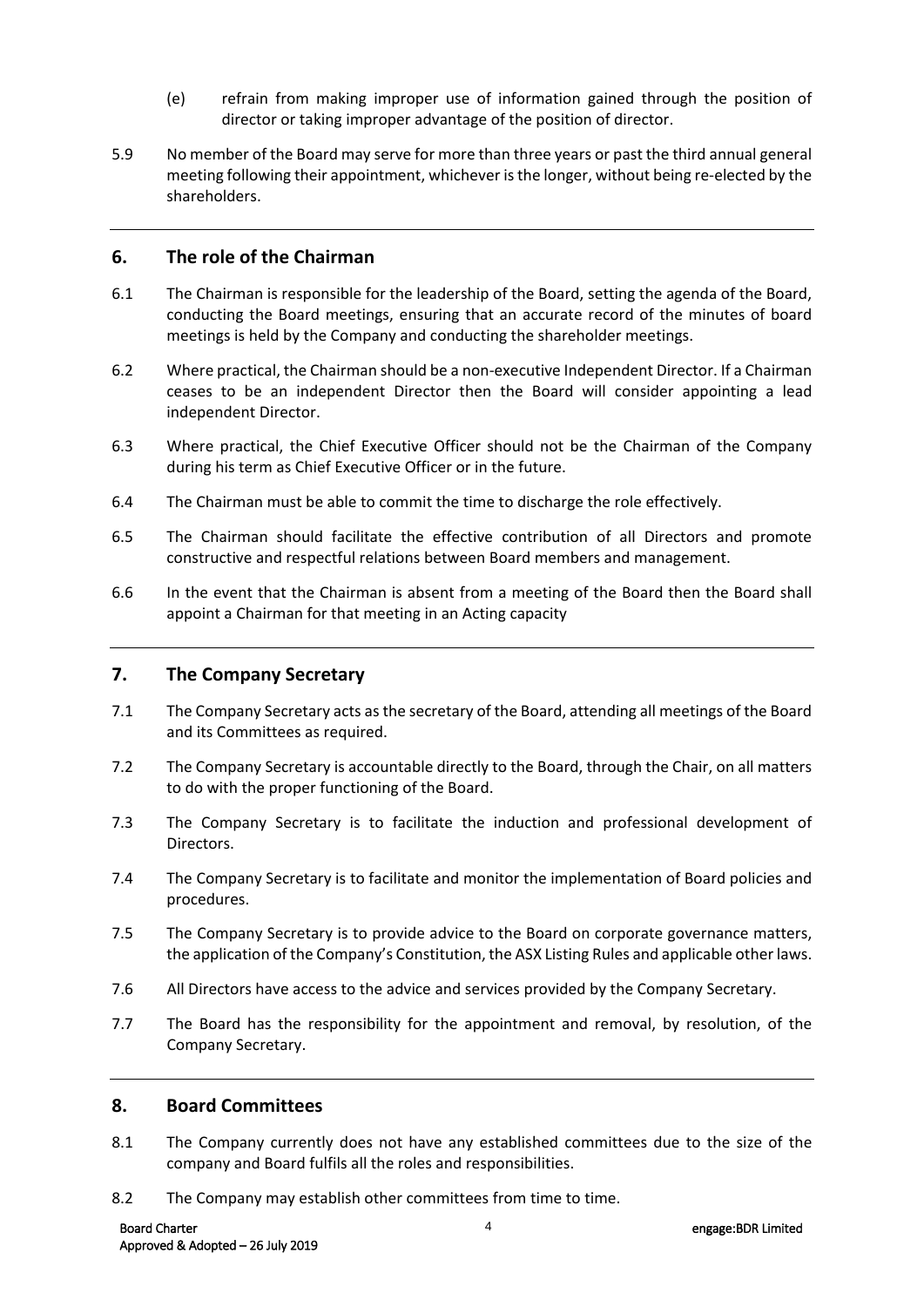(e) refrain from making improper use of information gained through the position of director or taking improper advantage of the position of director.

5.9 No member of the Board may serve for more than three years or past the third annual general meeting following their appointment, whichever is the longer, without being re-elected by the shareholders.

## 6. The role of the Chairman

6.1 The Chairman is responsible for the leadership of the Board, setting the agenda of the Board, conducting the Board meetings, ensuring that an accurate record of the minutes of board meetings is held by the Company and conducting the shareholder meetings.

6.2 Where practical, the Chairman should be a non-executive Independent Director. If a Chairman ceases to be an independent Director then the Board will consider appointing a lead independent Director.

6.3 Where practical, the Chief Executive Officer should not be the Chairman of the Company during his term as Chief Executive Officer or in the future.

6.4 The Chairman must be able to commit the time to discharge the role effectively.

6.5 The Chairman should facilitate the effective contribution of all Directors and promote constructive and respectful relations between Board members and management.

6.6 In the event that the Chairman is absent from a meeting of the Board then the Board shall appoint a Chairman for that meeting in an Acting capacity

## 7. The Company Secretary

7.1 The Company Secretary acts as the secretary of the Board, attending all meetings of the Board and its Committees as required.

7.2 The Company Secretary is accountable directly to the Board, through the Chair, on all matters to do with the proper functioning of the Board.

7.3 The Company Secretary is to facilitate the induction and professional development of Directors.

7.4 The Company Secretary is to facilitate and monitor the implementation of Board policies and procedures.

7.5 The Company Secretary is to provide advice to the Board on corporate governance matters, the application of the Company's Constitution, the ASX Listing Rules and applicable other laws.

7.6 All Directors have access to the advice and services provided by the Company Secretary.

7.7 The Board has the responsibility for the appointment and removal, by resolution, of the Company Secretary.

## 8. Board Committees

8.1 The Company currently does not have any established committees due to the size of the company and Board fulfils all the roles and responsibilities.

8.2 The Company may establish other committees from time to time.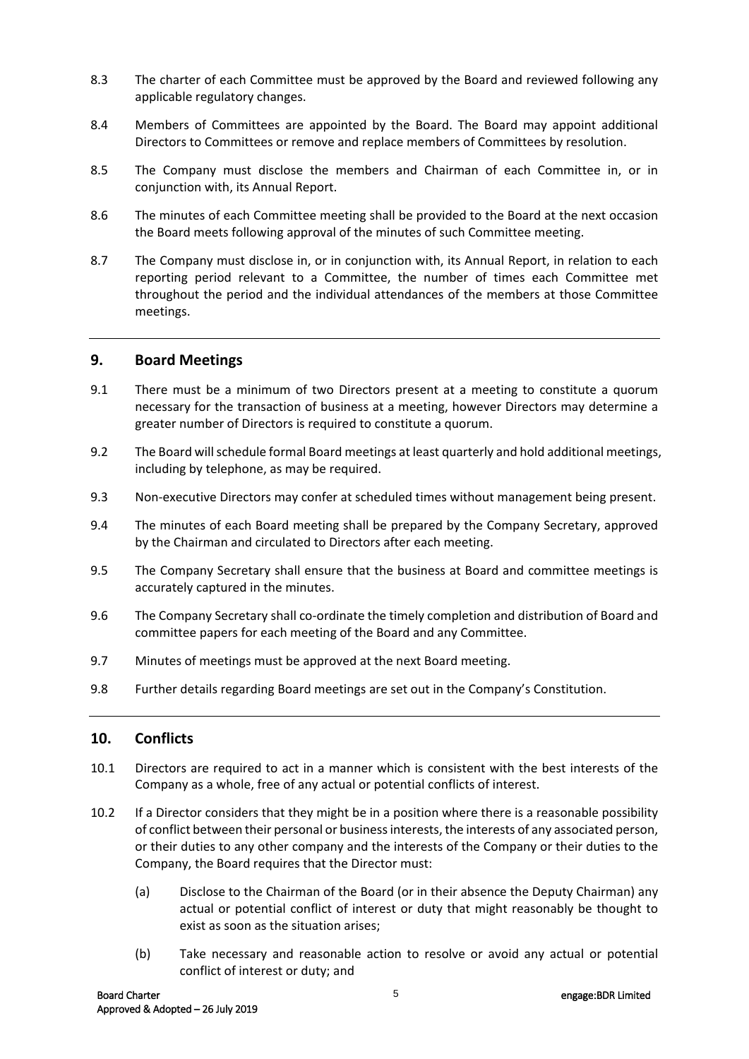8.3 The charter of each Committee must be approved by the Board and reviewed following any applicable regulatory changes.

8.4 Members of Committees are appointed by the Board. The Board may appoint additional Directors to Committees or remove and replace members of Committees by resolution.

8.5 The Company must disclose the members and Chairman of each Committee in, or in conjunction with, its Annual Report.

8.6 The minutes of each Committee meeting shall be provided to the Board at the next occasion the Board meets following approval of the minutes of such Committee meeting.

8.7 The Company must disclose in, or in conjunction with, its Annual Report, in relation to each reporting period relevant to a Committee, the number of times each Committee met throughout the period and the individual attendances of the members at those Committee meetings.

## 9. Board Meetings

9.1 There must be a minimum of two Directors present at a meeting to constitute a quorum necessary for the transaction of business at a meeting, however Directors may determine a greater number of Directors is required to constitute a quorum.

9.2 The Board will schedule formal Board meetings at least quarterly and hold additional meetings, including by telephone, as may be required.

9.3 Non-executive Directors may confer at scheduled times without management being present.

9.4 The minutes of each Board meeting shall be prepared by the Company Secretary, approved by the Chairman and circulated to Directors after each meeting.

9.5 The Company Secretary shall ensure that the business at Board and committee meetings is accurately captured in the minutes.

9.6 The Company Secretary shall co-ordinate the timely completion and distribution of Board and committee papers for each meeting of the Board and any Committee.

9.7 Minutes of meetings must be approved at the next Board meeting.

9.8 Further details regarding Board meetings are set out in the Company's Constitution.

## 10. Conflicts

10.1 Directors are required to act in a manner which is consistent with the best interests of the Company as a whole, free of any actual or potential conflicts of interest.

10.2 If a Director considers that they might be in a position where there is a reasonable possibility of conflict between their personal or business interests, the interests of any associated person, or their duties to any other company and the interests of the Company or their duties to the Company, the Board requires that the Director must:

(a) Disclose to the Chairman of the Board (or in their absence the Deputy Chairman) any actual or potential conflict of interest or duty that might reasonably be thought to exist as soon as the situation arises;

(b) Take necessary and reasonable action to resolve or avoid any actual or potential conflict of interest or duty; and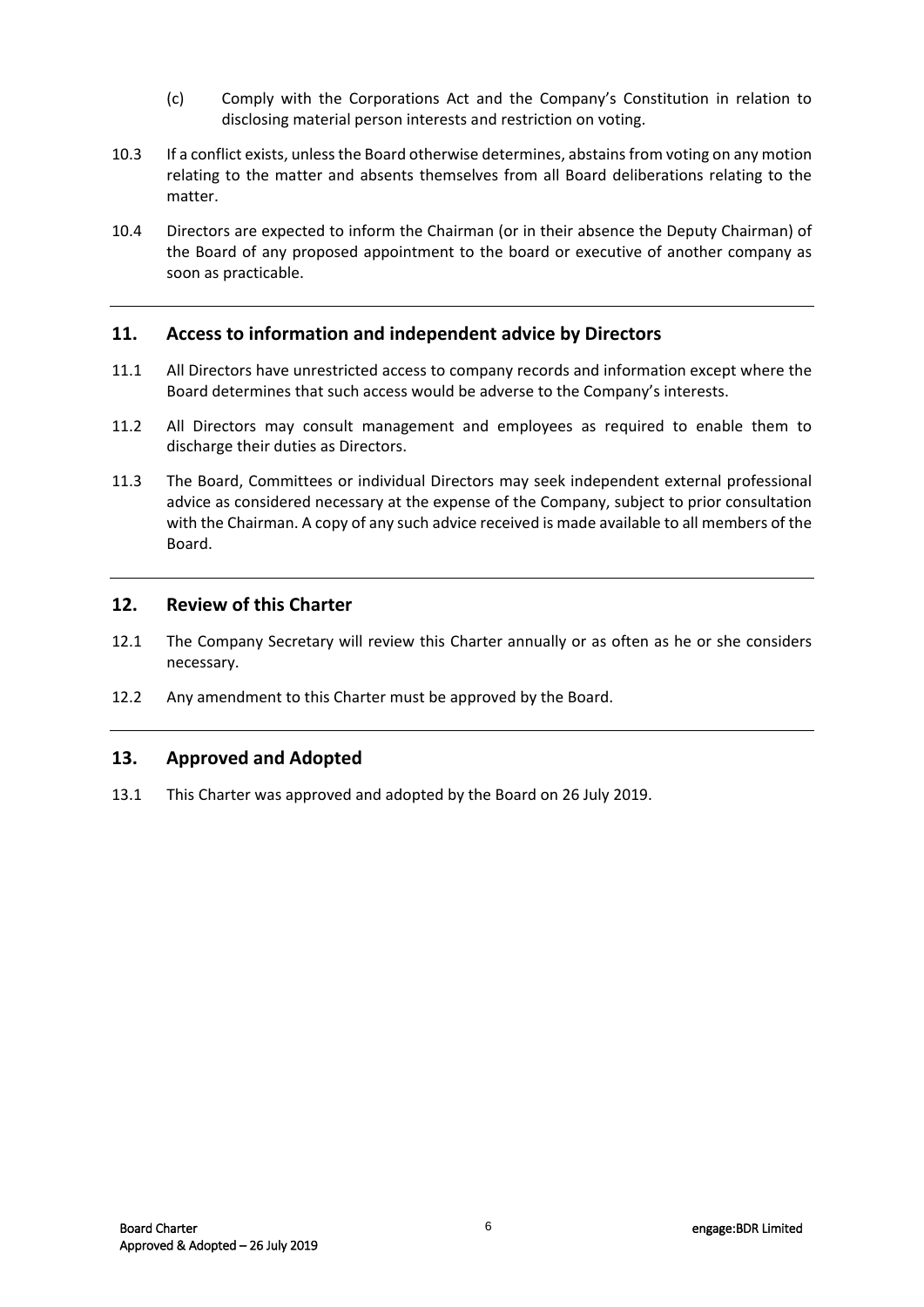(c) Comply with the Corporations Act and the Company's Constitution in relation to disclosing material person interests and restriction on voting.

10.3 If a conflict exists, unless the Board otherwise determines, abstains from voting on any motion relating to the matter and absents themselves from all Board deliberations relating to the matter.

10.4 Directors are expected to inform the Chairman (or in their absence the Deputy Chairman) of the Board of any proposed appointment to the board or executive of another company as soon as practicable.

## 11. Access to information and independent advice by Directors

11.1 All Directors have unrestricted access to company records and information except where the Board determines that such access would be adverse to the Company's interests.

11.2 All Directors may consult management and employees as required to enable them to discharge their duties as Directors.

11.3 The Board, Committees or individual Directors may seek independent external professional advice as considered necessary at the expense of the Company, subject to prior consultation with the Chairman. A copy of any such advice received is made available to all members of the Board.

## 12. Review of this Charter

12.1 The Company Secretary will review this Charter annually or as often as he or she considers necessary.

12.2 Any amendment to this Charter must be approved by the Board.

## 13. Approved and Adopted

13.1 This Charter was approved and adopted by the Board on 26 July 2019.